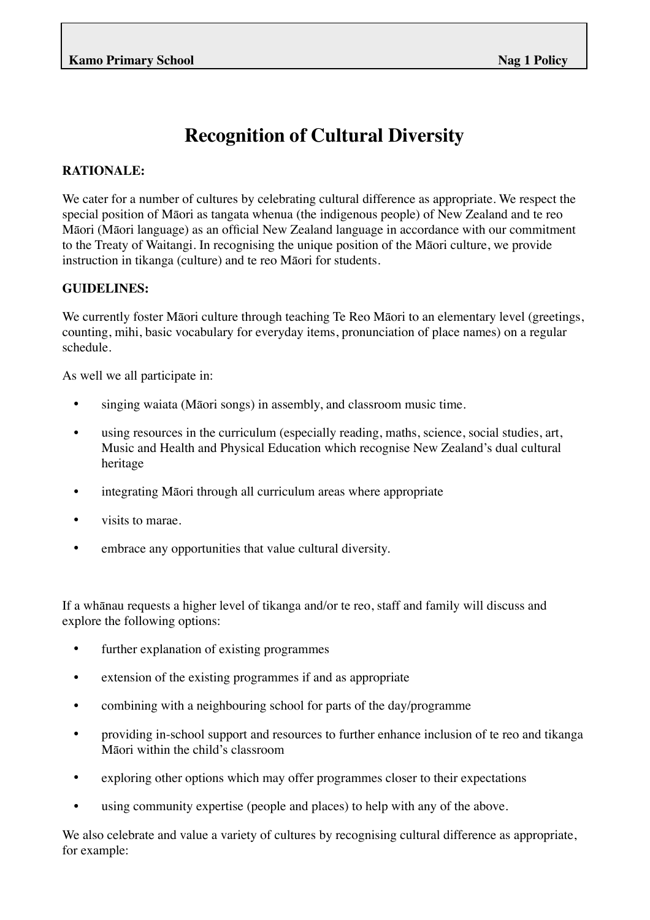# Recognition of Cultural Diversity

**RATIONALE:**

We cater for a number of cultures by celebrating cultural difference as appropriate. We respect the special position of Māori as tangata whenua (the indigenous people) of New Zealand and te reo Māori (Māori language) as an official New Zealand language in accordance with our commitment to the Treaty of Waitangi. In recognising the unique position of the Māori culture, we provide instruction in tikanga (culture) and te reo Māori for students.

**GUIDELINES:**

We currently foster Māori culture through teaching Te Reo Māori to an elementary level (greetings, counting, mihi, basic vocabulary for everyday items, pronunciation of place names) on a regular schedule.

As well we all participate in:

- singing waiata (Māori songs) in assembly, and classroom music time.
- using resources in the curriculum (especially reading, maths, science, social studies, art, Music and Health and Physical Education which recognise New Zealand's dual cultural heritage
- integrating Māori through all curriculum areas where appropriate
- visits to marae.
- embrace any opportunities that value cultural diversity.

If a whānau requests a higher level of tikanga and/or te reo, staff and family will discuss and explore the following options:

- further explanation of existing programmes
- extension of the existing programmes if and as appropriate
- combining with a neighbouring school for parts of the day/programme
- providing in-school support and resources to further enhance inclusion of te reo and tikanga Māori within the child's classroom
- exploring other options which may offer programmes closer to their expectations
- using community expertise (people and places) to help with any of the above.

We also celebrate and value a variety of cultures by recognising cultural difference as appropriate, for example: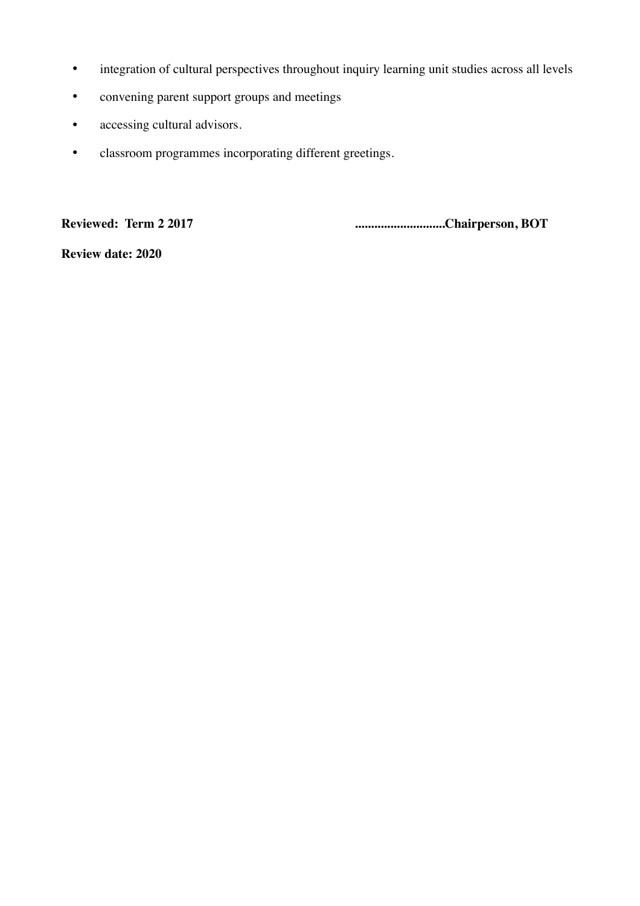- integration of cultural perspectives throughout inquiry learning unit studies across all levels
- convening parent support groups and meetings
- accessing cultural advisors.
- classroom programmes incorporating different greetings.

**Reviewed: Term 2 2017** **...........................Chairperson, BOT**

**Review date: 2020**